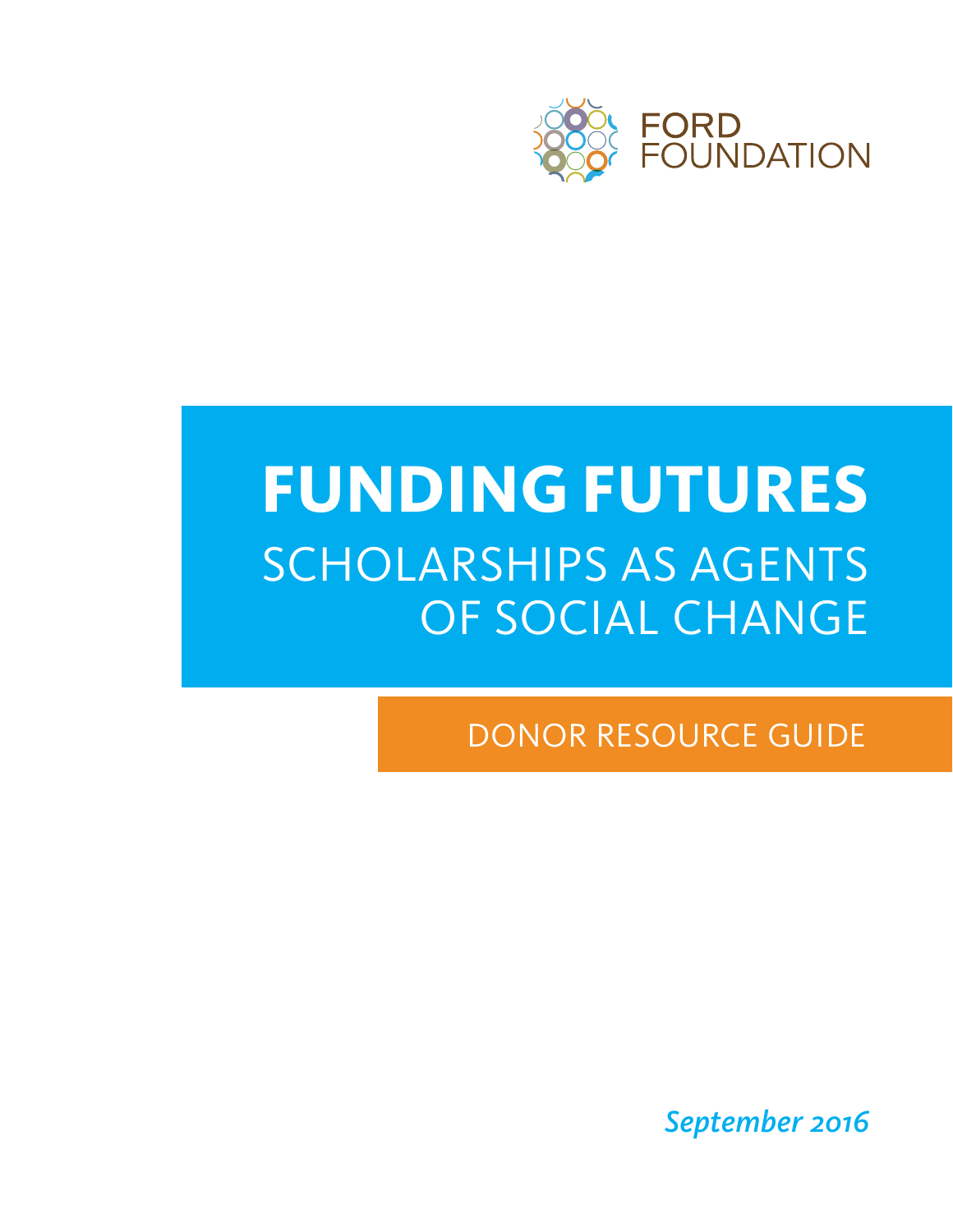FORD FOUNDATION

# FUNDING FUTURES

## SCHOLARSHIPS AS AGENTS OF SOCIAL CHANGE

DONOR RESOURCE GUIDE

*September 2016*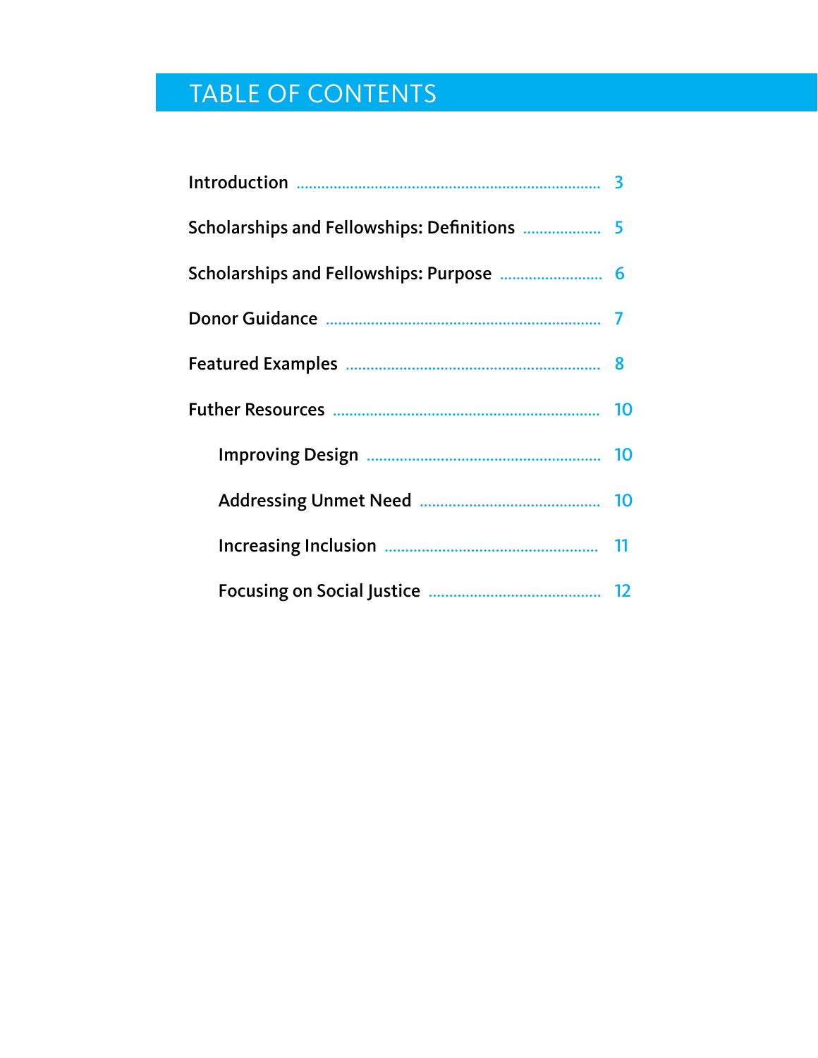# TABLE OF CONTENTS

Introduction ........ 3

Scholarships and Fellowships: Definitions ........ 5

Scholarships and Fellowships: Purpose ........ 6

Donor Guidance ........ 7

Featured Examples ........ 8

Futher Resources ........ 10

- Improving Design ........ 10
- Addressing Unmet Need ........ 10
- Increasing Inclusion ........ 11
- Focusing on Social Justice ........ 12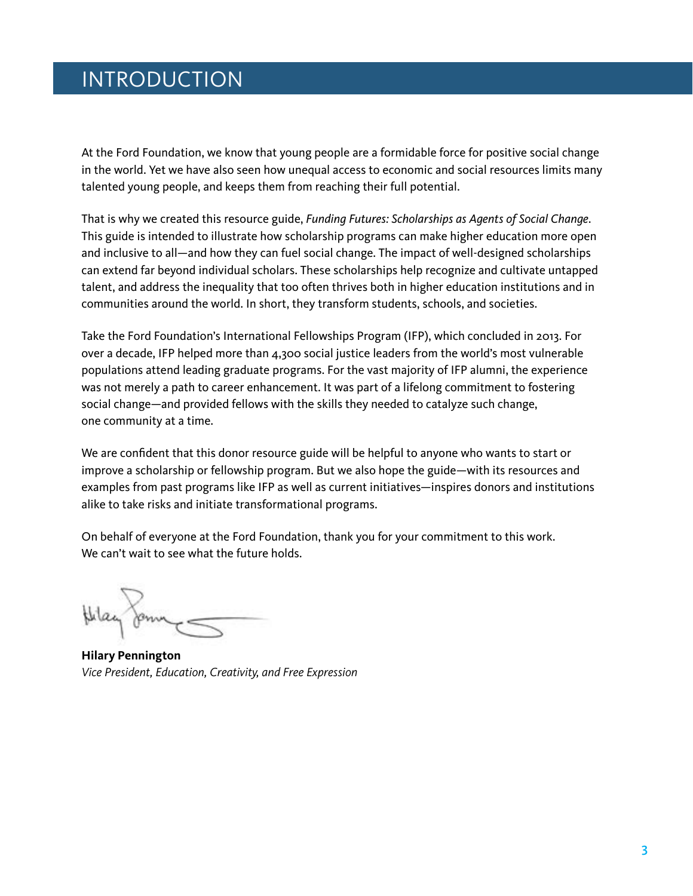# INTRODUCTION

At the Ford Foundation, we know that young people are a formidable force for positive social change in the world. Yet we have also seen how unequal access to economic and social resources limits many talented young people, and keeps them from reaching their full potential.

That is why we created this resource guide, *Funding Futures: Scholarships as Agents of Social Change*. This guide is intended to illustrate how scholarship programs can make higher education more open and inclusive to all—and how they can fuel social change. The impact of well-designed scholarships can extend far beyond individual scholars. These scholarships help recognize and cultivate untapped talent, and address the inequality that too often thrives both in higher education institutions and in communities around the world. In short, they transform students, schools, and societies.

Take the Ford Foundation's International Fellowships Program (IFP), which concluded in 2013. For over a decade, IFP helped more than 4,300 social justice leaders from the world's most vulnerable populations attend leading graduate programs. For the vast majority of IFP alumni, the experience was not merely a path to career enhancement. It was part of a lifelong commitment to fostering social change—and provided fellows with the skills they needed to catalyze such change, one community at a time.

We are confident that this donor resource guide will be helpful to anyone who wants to start or improve a scholarship or fellowship program. But we also hope the guide—with its resources and examples from past programs like IFP as well as current initiatives—inspires donors and institutions alike to take risks and initiate transformational programs.

On behalf of everyone at the Ford Foundation, thank you for your commitment to this work. We can't wait to see what the future holds.

**Hilary Pennington**
*Vice President, Education, Creativity, and Free Expression*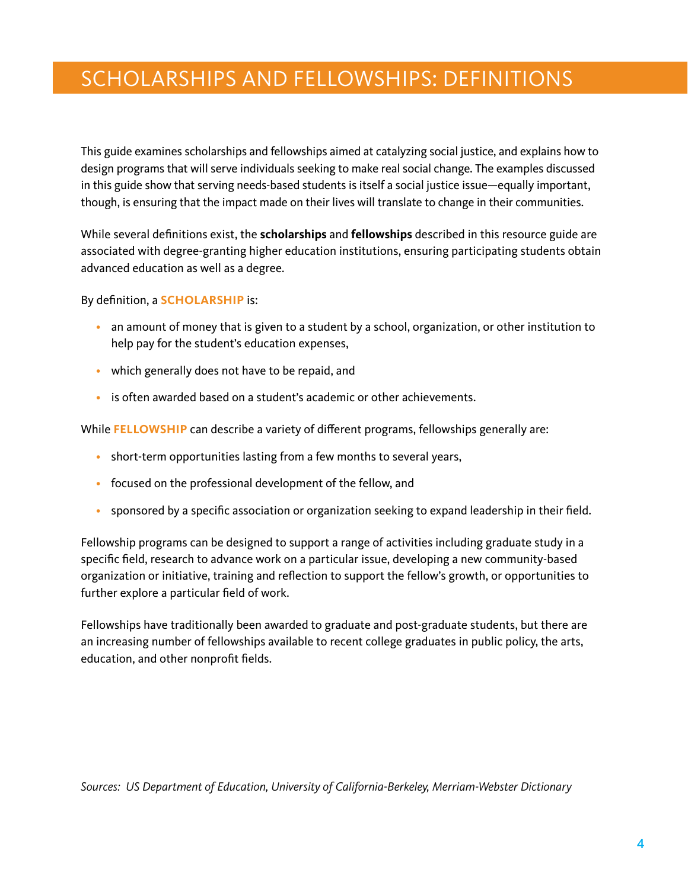# SCHOLARSHIPS AND FELLOWSHIPS: DEFINITIONS

This guide examines scholarships and fellowships aimed at catalyzing social justice, and explains how to design programs that will serve individuals seeking to make real social change. The examples discussed in this guide show that serving needs-based students is itself a social justice issue—equally important, though, is ensuring that the impact made on their lives will translate to change in their communities.

While several definitions exist, the **scholarships** and **fellowships** described in this resource guide are associated with degree-granting higher education institutions, ensuring participating students obtain advanced education as well as a degree.

By definition, a **SCHOLARSHIP** is:

- an amount of money that is given to a student by a school, organization, or other institution to help pay for the student's education expenses,
- which generally does not have to be repaid, and
- is often awarded based on a student's academic or other achievements.

While **FELLOWSHIP** can describe a variety of different programs, fellowships generally are:

- short-term opportunities lasting from a few months to several years,
- focused on the professional development of the fellow, and
- sponsored by a specific association or organization seeking to expand leadership in their field.

Fellowship programs can be designed to support a range of activities including graduate study in a specific field, research to advance work on a particular issue, developing a new community-based organization or initiative, training and reflection to support the fellow's growth, or opportunities to further explore a particular field of work.

Fellowships have traditionally been awarded to graduate and post-graduate students, but there are an increasing number of fellowships available to recent college graduates in public policy, the arts, education, and other nonprofit fields.

*Sources: US Department of Education, University of California-Berkeley, Merriam-Webster Dictionary*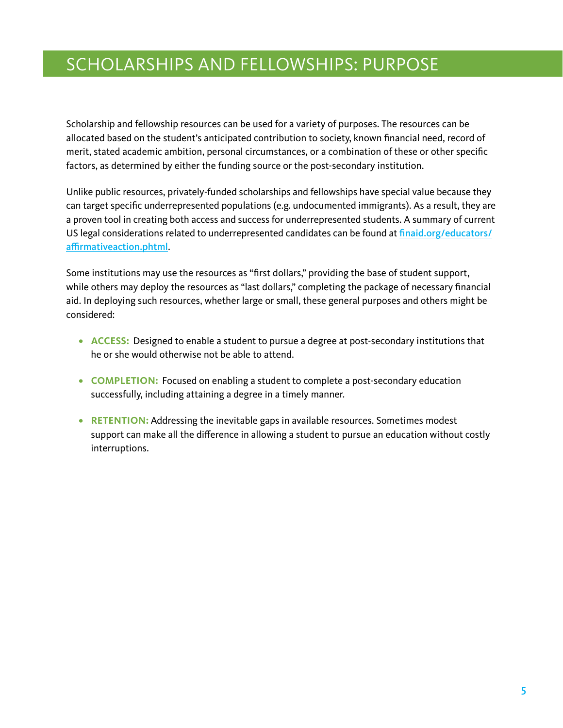# SCHOLARSHIPS AND FELLOWSHIPS: PURPOSE

Scholarship and fellowship resources can be used for a variety of purposes. The resources can be allocated based on the student's anticipated contribution to society, known financial need, record of merit, stated academic ambition, personal circumstances, or a combination of these or other specific factors, as determined by either the funding source or the post-secondary institution.

Unlike public resources, privately-funded scholarships and fellowships have special value because they can target specific underrepresented populations (e.g. undocumented immigrants). As a result, they are a proven tool in creating both access and success for underrepresented students. A summary of current US legal considerations related to underrepresented candidates can be found at [finaid.org/educators/affirmativeaction.phtml](finaid.org/educators/affirmativeaction.phtml).

Some institutions may use the resources as "first dollars," providing the base of student support, while others may deploy the resources as "last dollars," completing the package of necessary financial aid. In deploying such resources, whether large or small, these general purposes and others might be considered:

- **ACCESS:** Designed to enable a student to pursue a degree at post-secondary institutions that he or she would otherwise not be able to attend.
- **COMPLETION:** Focused on enabling a student to complete a post-secondary education successfully, including attaining a degree in a timely manner.
- **RETENTION:** Addressing the inevitable gaps in available resources. Sometimes modest support can make all the difference in allowing a student to pursue an education without costly interruptions.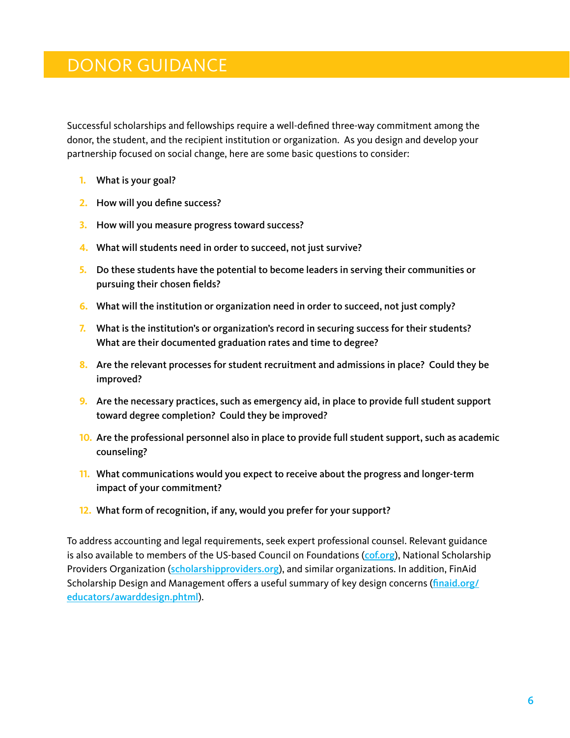# DONOR GUIDANCE

Successful scholarships and fellowships require a well-defined three-way commitment among the donor, the student, and the recipient institution or organization. As you design and develop your partnership focused on social change, here are some basic questions to consider:

1. **What is your goal?**
2. **How will you define success?**
3. **How will you measure progress toward success?**
4. **What will students need in order to succeed, not just survive?**
5. **Do these students have the potential to become leaders in serving their communities or pursuing their chosen fields?**
6. **What will the institution or organization need in order to succeed, not just comply?**
7. **What is the institution's or organization's record in securing success for their students? What are their documented graduation rates and time to degree?**
8. **Are the relevant processes for student recruitment and admissions in place? Could they be improved?**
9. **Are the necessary practices, such as emergency aid, in place to provide full student support toward degree completion? Could they be improved?**
10. **Are the professional personnel also in place to provide full student support, such as academic counseling?**
11. **What communications would you expect to receive about the progress and longer-term impact of your commitment?**
12. **What form of recognition, if any, would you prefer for your support?**

To address accounting and legal requirements, seek expert professional counsel. Relevant guidance is also available to members of the US-based Council on Foundations (cof.org), National Scholarship Providers Organization (scholarshipproviders.org), and similar organizations. In addition, FinAid Scholarship Design and Management offers a useful summary of key design concerns (finaid.org/educators/awarddesign.phtml).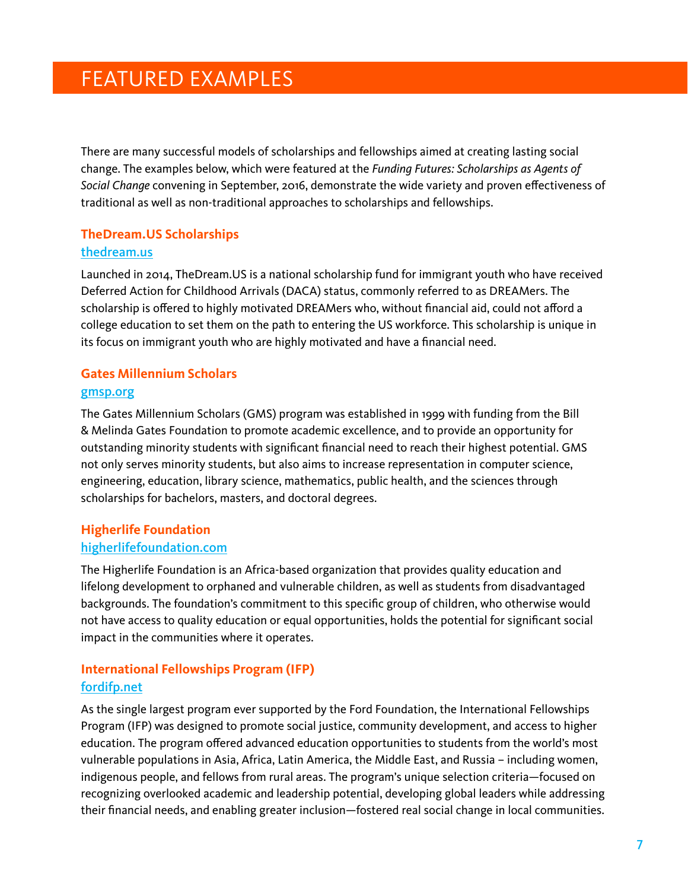# FEATURED EXAMPLES

There are many successful models of scholarships and fellowships aimed at creating lasting social change. The examples below, which were featured at the *Funding Futures: Scholarships as Agents of Social Change* convening in September, 2016, demonstrate the wide variety and proven effectiveness of traditional as well as non-traditional approaches to scholarships and fellowships.

### TheDream.US Scholarships

[thedream.us](thedream.us)

Launched in 2014, TheDream.US is a national scholarship fund for immigrant youth who have received Deferred Action for Childhood Arrivals (DACA) status, commonly referred to as DREAMers. The scholarship is offered to highly motivated DREAMers who, without financial aid, could not afford a college education to set them on the path to entering the US workforce. This scholarship is unique in its focus on immigrant youth who are highly motivated and have a financial need.

### Gates Millennium Scholars

[gmsp.org](gmsp.org)

The Gates Millennium Scholars (GMS) program was established in 1999 with funding from the Bill & Melinda Gates Foundation to promote academic excellence, and to provide an opportunity for outstanding minority students with significant financial need to reach their highest potential. GMS not only serves minority students, but also aims to increase representation in computer science, engineering, education, library science, mathematics, public health, and the sciences through scholarships for bachelors, masters, and doctoral degrees.

### Higherlife Foundation

[higherlifefoundation.com](higherlifefoundation.com)

The Higherlife Foundation is an Africa-based organization that provides quality education and lifelong development to orphaned and vulnerable children, as well as students from disadvantaged backgrounds. The foundation's commitment to this specific group of children, who otherwise would not have access to quality education or equal opportunities, holds the potential for significant social impact in the communities where it operates.

### International Fellowships Program (IFP)

[fordifp.net](fordifp.net)

As the single largest program ever supported by the Ford Foundation, the International Fellowships Program (IFP) was designed to promote social justice, community development, and access to higher education. The program offered advanced education opportunities to students from the world's most vulnerable populations in Asia, Africa, Latin America, the Middle East, and Russia – including women, indigenous people, and fellows from rural areas. The program's unique selection criteria—focused on recognizing overlooked academic and leadership potential, developing global leaders while addressing their financial needs, and enabling greater inclusion—fostered real social change in local communities.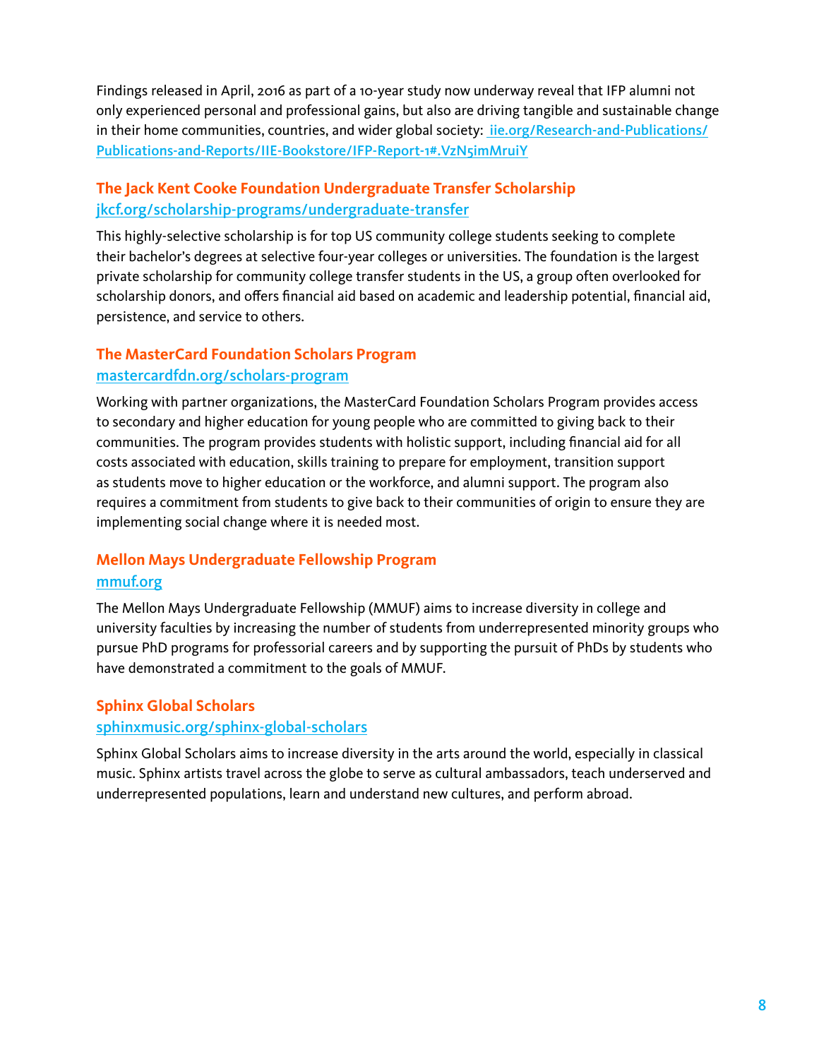Findings released in April, 2016 as part of a 10-year study now underway reveal that IFP alumni not only experienced personal and professional gains, but also are driving tangible and sustainable change in their home communities, countries, and wider global society: [iie.org/Research-and-Publications/Publications-and-Reports/IIE-Bookstore/IFP-Report-1#.VzN5imMruiY](iie.org/Research-and-Publications/Publications-and-Reports/IIE-Bookstore/IFP-Report-1#.VzN5imMruiY)

### The Jack Kent Cooke Foundation Undergraduate Transfer Scholarship

[jkcf.org/scholarship-programs/undergraduate-transfer](jkcf.org/scholarship-programs/undergraduate-transfer)

This highly-selective scholarship is for top US community college students seeking to complete their bachelor's degrees at selective four-year colleges or universities. The foundation is the largest private scholarship for community college transfer students in the US, a group often overlooked for scholarship donors, and offers financial aid based on academic and leadership potential, financial aid, persistence, and service to others.

### The MasterCard Foundation Scholars Program

[mastercardfdn.org/scholars-program](mastercardfdn.org/scholars-program)

Working with partner organizations, the MasterCard Foundation Scholars Program provides access to secondary and higher education for young people who are committed to giving back to their communities. The program provides students with holistic support, including financial aid for all costs associated with education, skills training to prepare for employment, transition support as students move to higher education or the workforce, and alumni support. The program also requires a commitment from students to give back to their communities of origin to ensure they are implementing social change where it is needed most.

### Mellon Mays Undergraduate Fellowship Program

[mmuf.org](mmuf.org)

The Mellon Mays Undergraduate Fellowship (MMUF) aims to increase diversity in college and university faculties by increasing the number of students from underrepresented minority groups who pursue PhD programs for professorial careers and by supporting the pursuit of PhDs by students who have demonstrated a commitment to the goals of MMUF.

### Sphinx Global Scholars

[sphinxmusic.org/sphinx-global-scholars](sphinxmusic.org/sphinx-global-scholars)

Sphinx Global Scholars aims to increase diversity in the arts around the world, especially in classical music. Sphinx artists travel across the globe to serve as cultural ambassadors, teach underserved and underrepresented populations, learn and understand new cultures, and perform abroad.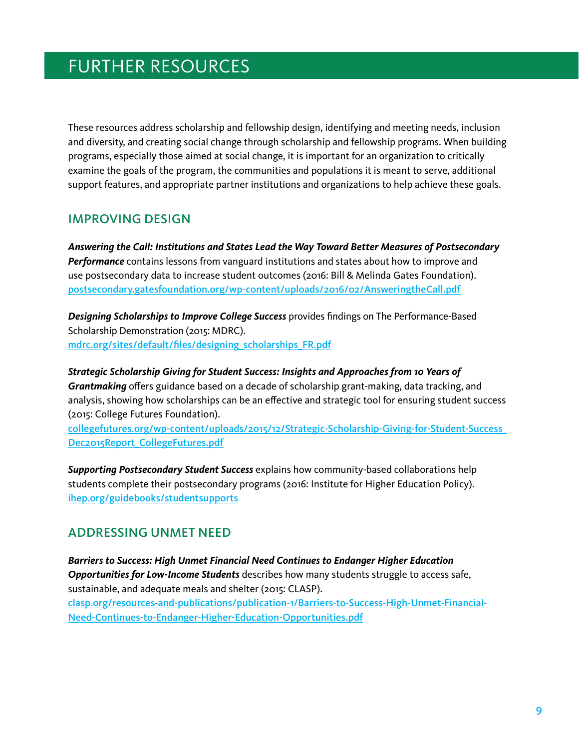# FURTHER RESOURCES

These resources address scholarship and fellowship design, identifying and meeting needs, inclusion and diversity, and creating social change through scholarship and fellowship programs. When building programs, especially those aimed at social change, it is important for an organization to critically examine the goals of the program, the communities and populations it is meant to serve, additional support features, and appropriate partner institutions and organizations to help achieve these goals.

## IMPROVING DESIGN

***Answering the Call: Institutions and States Lead the Way Toward Better Measures of Postsecondary Performance*** contains lessons from vanguard institutions and states about how to improve and use postsecondary data to increase student outcomes (2016: Bill & Melinda Gates Foundation). postsecondary.gatesfoundation.org/wp-content/uploads/2016/02/AnsweringtheCall.pdf

***Designing Scholarships to Improve College Success*** provides findings on The Performance-Based Scholarship Demonstration (2015: MDRC). mdrc.org/sites/default/files/designing_scholarships_FR.pdf

***Strategic Scholarship Giving for Student Success: Insights and Approaches from 10 Years of Grantmaking*** offers guidance based on a decade of scholarship grant-making, data tracking, and analysis, showing how scholarships can be an effective and strategic tool for ensuring student success (2015: College Futures Foundation). collegefutures.org/wp-content/uploads/2015/12/Strategic-Scholarship-Giving-for-Student-Success_Dec2015Report_CollegeFutures.pdf

***Supporting Postsecondary Student Success*** explains how community-based collaborations help students complete their postsecondary programs (2016: Institute for Higher Education Policy). ihep.org/guidebooks/studentsupports

## ADDRESSING UNMET NEED

***Barriers to Success: High Unmet Financial Need Continues to Endanger Higher Education Opportunities for Low-Income Students*** describes how many students struggle to access safe, sustainable, and adequate meals and shelter (2015: CLASP). clasp.org/resources-and-publications/publication-1/Barriers-to-Success-High-Unmet-Financial-Need-Continues-to-Endanger-Higher-Education-Opportunities.pdf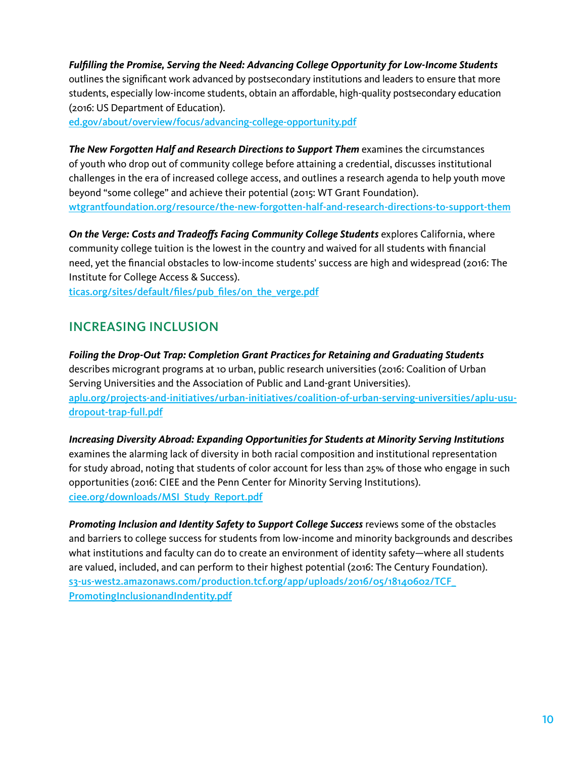***Fulfilling the Promise, Serving the Need: Advancing College Opportunity for Low-Income Students*** outlines the significant work advanced by postsecondary institutions and leaders to ensure that more students, especially low-income students, obtain an affordable, high-quality postsecondary education (2016: US Department of Education).
ed.gov/about/overview/focus/advancing-college-opportunity.pdf

***The New Forgotten Half and Research Directions to Support Them*** examines the circumstances of youth who drop out of community college before attaining a credential, discusses institutional challenges in the era of increased college access, and outlines a research agenda to help youth move beyond "some college" and achieve their potential (2015: WT Grant Foundation).
wtgrantfoundation.org/resource/the-new-forgotten-half-and-research-directions-to-support-them

***On the Verge: Costs and Tradeoffs Facing Community College Students*** explores California, where community college tuition is the lowest in the country and waived for all students with financial need, yet the financial obstacles to low-income students' success are high and widespread (2016: The Institute for College Access & Success).
ticas.org/sites/default/files/pub_files/on_the_verge.pdf

## INCREASING INCLUSION

***Foiling the Drop-Out Trap: Completion Grant Practices for Retaining and Graduating Students*** describes microgrant programs at 10 urban, public research universities (2016: Coalition of Urban Serving Universities and the Association of Public and Land-grant Universities).
aplu.org/projects-and-initiatives/urban-initiatives/coalition-of-urban-serving-universities/aplu-usu-dropout-trap-full.pdf

***Increasing Diversity Abroad: Expanding Opportunities for Students at Minority Serving Institutions*** examines the alarming lack of diversity in both racial composition and institutional representation for study abroad, noting that students of color account for less than 25% of those who engage in such opportunities (2016: CIEE and the Penn Center for Minority Serving Institutions).
ciee.org/downloads/MSI_Study_Report.pdf

***Promoting Inclusion and Identity Safety to Support College Success*** reviews some of the obstacles and barriers to college success for students from low-income and minority backgrounds and describes what institutions and faculty can do to create an environment of identity safety—where all students are valued, included, and can perform to their highest potential (2016: The Century Foundation).
s3-us-west2.amazonaws.com/production.tcf.org/app/uploads/2016/05/18140602/TCF_PromotingInclusionandIndentity.pdf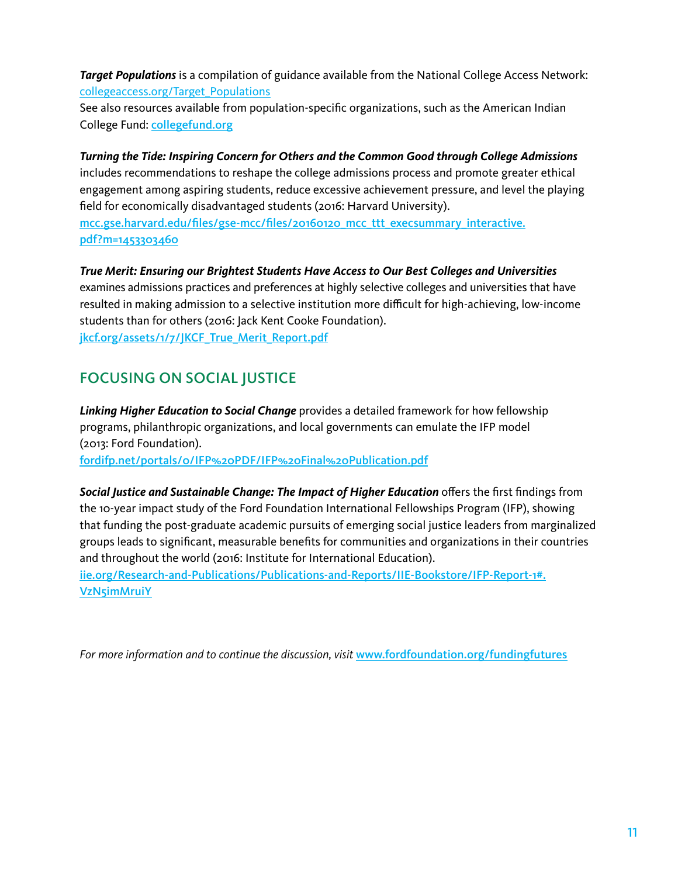***Target Populations*** is a compilation of guidance available from the National College Access Network: collegeaccess.org/Target_Populations

See also resources available from population-specific organizations, such as the American Indian College Fund: collegefund.org

***Turning the Tide: Inspiring Concern for Others and the Common Good through College Admissions*** includes recommendations to reshape the college admissions process and promote greater ethical engagement among aspiring students, reduce excessive achievement pressure, and level the playing field for economically disadvantaged students (2016: Harvard University). mcc.gse.harvard.edu/files/gse-mcc/files/20160120_mcc_ttt_execsummary_interactive.pdf?m=1453303460

***True Merit: Ensuring our Brightest Students Have Access to Our Best Colleges and Universities*** examines admissions practices and preferences at highly selective colleges and universities that have resulted in making admission to a selective institution more difficult for high-achieving, low-income students than for others (2016: Jack Kent Cooke Foundation). jkcf.org/assets/1/7/JKCF_True_Merit_Report.pdf

## FOCUSING ON SOCIAL JUSTICE

***Linking Higher Education to Social Change*** provides a detailed framework for how fellowship programs, philanthropic organizations, and local governments can emulate the IFP model (2013: Ford Foundation). fordifp.net/portals/0/IFP%20PDF/IFP%20Final%20Publication.pdf

***Social Justice and Sustainable Change: The Impact of Higher Education*** offers the first findings from the 10-year impact study of the Ford Foundation International Fellowships Program (IFP), showing that funding the post-graduate academic pursuits of emerging social justice leaders from marginalized groups leads to significant, measurable benefits for communities and organizations in their countries and throughout the world (2016: Institute for International Education). iie.org/Research-and-Publications/Publications-and-Reports/IIE-Bookstore/IFP-Report-1#.VzN5imMruiY

*For more information and to continue the discussion, visit* www.fordfoundation.org/fundingfutures